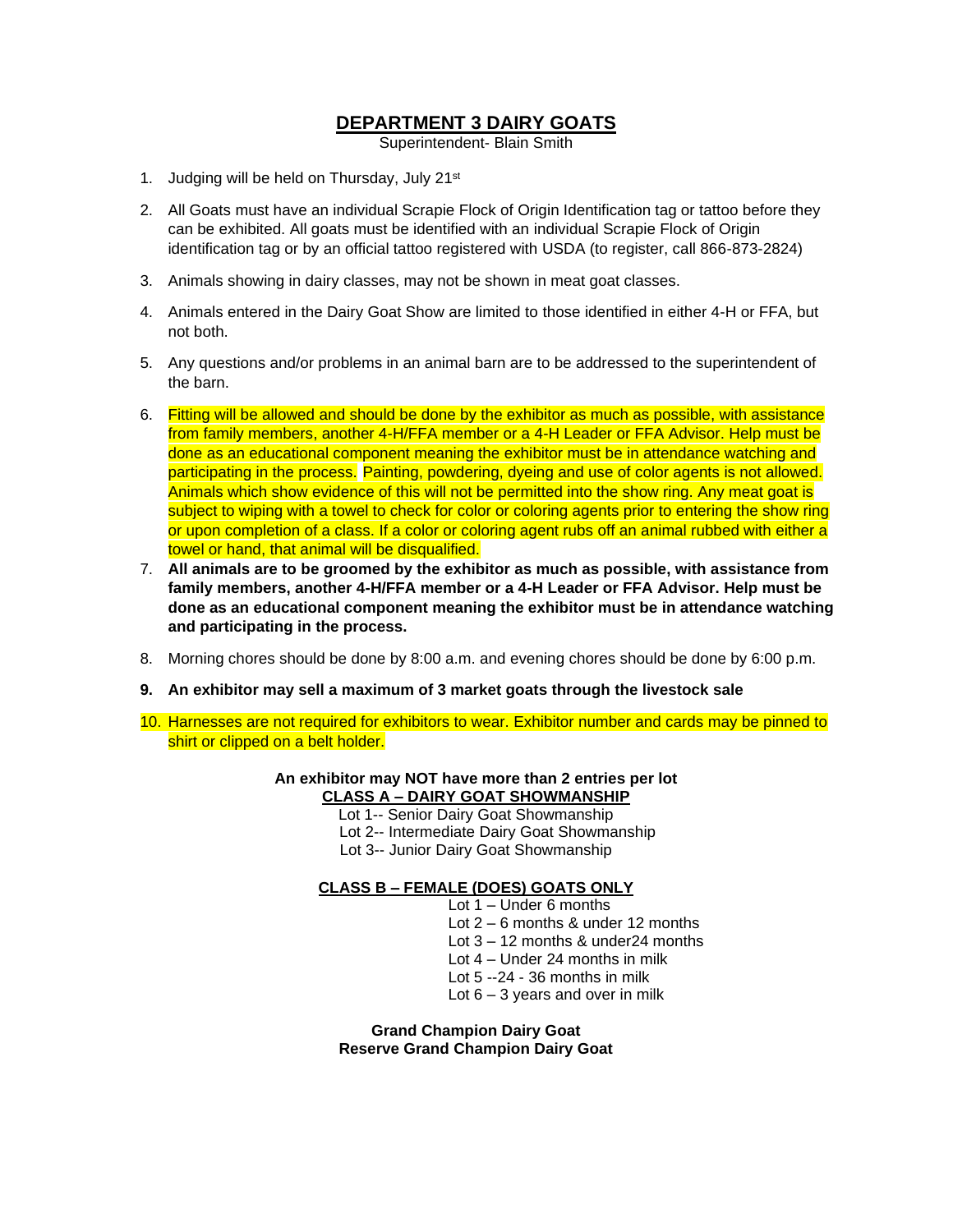# DEPARTMENT 3 DAIRY GOATS

Superintendent- Blain Smith

1. Judging will be held on Thursday, July 21st
2. All Goats must have an individual Scrapie Flock of Origin Identification tag or tattoo before they can be exhibited. All goats must be identified with an individual Scrapie Flock of Origin identification tag or by an official tattoo registered with USDA (to register, call 866-873-2824)
3. Animals showing in dairy classes, may not be shown in meat goat classes.
4. Animals entered in the Dairy Goat Show are limited to those identified in either 4-H or FFA, but not both.
5. Any questions and/or problems in an animal barn are to be addressed to the superintendent of the barn.
6. Fitting will be allowed and should be done by the exhibitor as much as possible, with assistance from family members, another 4-H/FFA member or a 4-H Leader or FFA Advisor. Help must be done as an educational component meaning the exhibitor must be in attendance watching and participating in the process. Painting, powdering, dyeing and use of color agents is not allowed. Animals which show evidence of this will not be permitted into the show ring. Any meat goat is subject to wiping with a towel to check for color or coloring agents prior to entering the show ring or upon completion of a class. If a color or coloring agent rubs off an animal rubbed with either a towel or hand, that animal will be disqualified.
7. **All animals are to be groomed by the exhibitor as much as possible, with assistance from family members, another 4-H/FFA member or a 4-H Leader or FFA Advisor. Help must be done as an educational component meaning the exhibitor must be in attendance watching and participating in the process.**
8. Morning chores should be done by 8:00 a.m. and evening chores should be done by 6:00 p.m.
9. **An exhibitor may sell a maximum of 3 market goats through the livestock sale**
10. Harnesses are not required for exhibitors to wear. Exhibitor number and cards may be pinned to shirt or clipped on a belt holder.

**An exhibitor may NOT have more than 2 entries per lot**

**CLASS A – DAIRY GOAT SHOWMANSHIP**

Lot 1-- Senior Dairy Goat Showmanship
Lot 2-- Intermediate Dairy Goat Showmanship
Lot 3-- Junior Dairy Goat Showmanship

**CLASS B – FEMALE (DOES) GOATS ONLY**

Lot 1 – Under 6 months
Lot 2 – 6 months & under 12 months
Lot 3 – 12 months & under24 months
Lot 4 – Under 24 months in milk
Lot 5 --24 - 36 months in milk
Lot 6 – 3 years and over in milk

**Grand Champion Dairy Goat**
**Reserve Grand Champion Dairy Goat**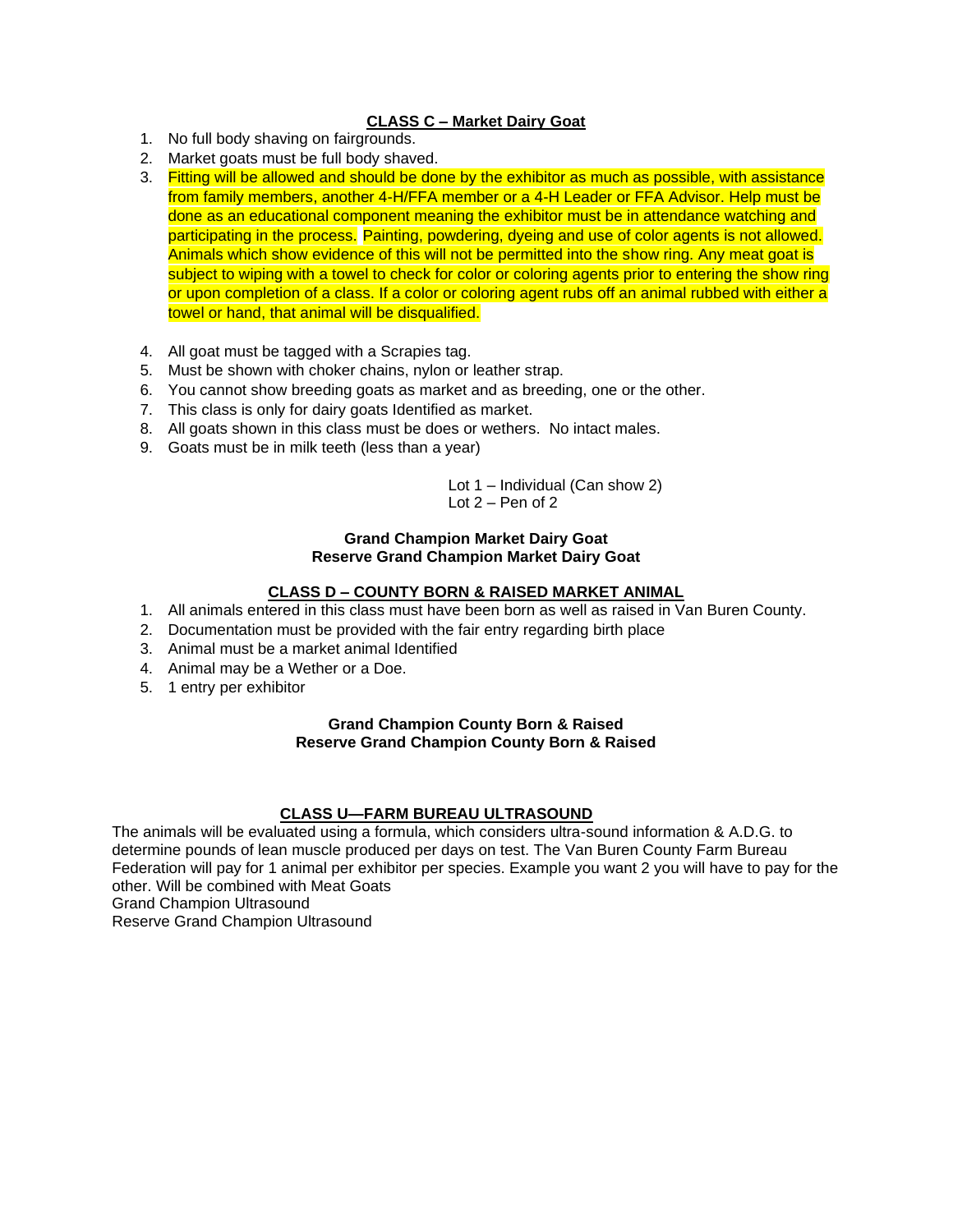## CLASS C – Market Dairy Goat

1. No full body shaving on fairgrounds.
2. Market goats must be full body shaved.
3. Fitting will be allowed and should be done by the exhibitor as much as possible, with assistance from family members, another 4-H/FFA member or a 4-H Leader or FFA Advisor. Help must be done as an educational component meaning the exhibitor must be in attendance watching and participating in the process. Painting, powdering, dyeing and use of color agents is not allowed. Animals which show evidence of this will not be permitted into the show ring. Any meat goat is subject to wiping with a towel to check for color or coloring agents prior to entering the show ring or upon completion of a class. If a color or coloring agent rubs off an animal rubbed with either a towel or hand, that animal will be disqualified.
4. All goat must be tagged with a Scrapies tag.
5. Must be shown with choker chains, nylon or leather strap.
6. You cannot show breeding goats as market and as breeding, one or the other.
7. This class is only for dairy goats Identified as market.
8. All goats shown in this class must be does or wethers. No intact males.
9. Goats must be in milk teeth (less than a year)

Lot 1 – Individual (Can show 2)
Lot 2 – Pen of 2

**Grand Champion Market Dairy Goat**
**Reserve Grand Champion Market Dairy Goat**

## CLASS D – COUNTY BORN & RAISED MARKET ANIMAL

1. All animals entered in this class must have been born as well as raised in Van Buren County.
2. Documentation must be provided with the fair entry regarding birth place
3. Animal must be a market animal Identified
4. Animal may be a Wether or a Doe.
5. 1 entry per exhibitor

**Grand Champion County Born & Raised**
**Reserve Grand Champion County Born & Raised**

## CLASS U—FARM BUREAU ULTRASOUND

The animals will be evaluated using a formula, which considers ultra-sound information & A.D.G. to determine pounds of lean muscle produced per days on test. The Van Buren County Farm Bureau Federation will pay for 1 animal per exhibitor per species. Example you want 2 you will have to pay for the other. Will be combined with Meat Goats
Grand Champion Ultrasound
Reserve Grand Champion Ultrasound